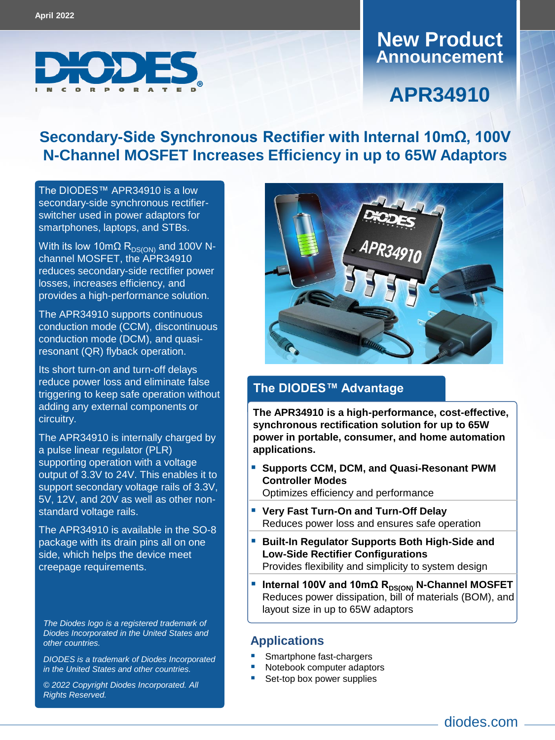April 2022

# New Product Announcement

# APR34910

## Secondary-Side Synchronous Rectifier with Internal 10mΩ, 100V N-Channel MOSFET Increases Efficiency in up to 65W Adaptors

The DIODES™ APR34910 is a low secondary-side synchronous rectifier-switcher used in power adaptors for smartphones, laptops, and STBs.

With its low 10mΩ $R_{DS(ON)}$ and 100V N-channel MOSFET, the APR34910 reduces secondary-side rectifier power losses, increases efficiency, and provides a high-performance solution.

The APR34910 supports continuous conduction mode (CCM), discontinuous conduction mode (DCM), and quasi-resonant (QR) flyback operation.

Its short turn-on and turn-off delays reduce power loss and eliminate false triggering to keep safe operation without adding any external components or circuitry.

The APR34910 is internally charged by a pulse linear regulator (PLR) supporting operation with a voltage output of 3.3V to 24V. This enables it to support secondary voltage rails of 3.3V, 5V, 12V, and 20V as well as other non-standard voltage rails.

The APR34910 is available in the SO-8 package with its drain pins all on one side, which helps the device meet creepage requirements.

*The Diodes logo is a registered trademark of Diodes Incorporated in the United States and other countries.*

*DIODES is a trademark of Diodes Incorporated in the United States and other countries.*

*© 2022 Copyright Diodes Incorporated. All Rights Reserved.*

## The DIODES™ Advantage

**The APR34910 is a high-performance, cost-effective, synchronous rectification solution for up to 65W power in portable, consumer, and home automation applications.**

- **Supports CCM, DCM, and Quasi-Resonant PWM Controller Modes**
  Optimizes efficiency and performance
- **Very Fast Turn-On and Turn-Off Delay**
  Reduces power loss and ensures safe operation
- **Built-In Regulator Supports Both High-Side and Low-Side Rectifier Configurations**
  Provides flexibility and simplicity to system design
- **Internal 100V and 10mΩ $R_{DS(ON)}$ N-Channel MOSFET**
  Reduces power dissipation, bill of materials (BOM), and layout size in up to 65W adaptors

## Applications

- Smartphone fast-chargers
- Notebook computer adaptors
- Set-top box power supplies

diodes.com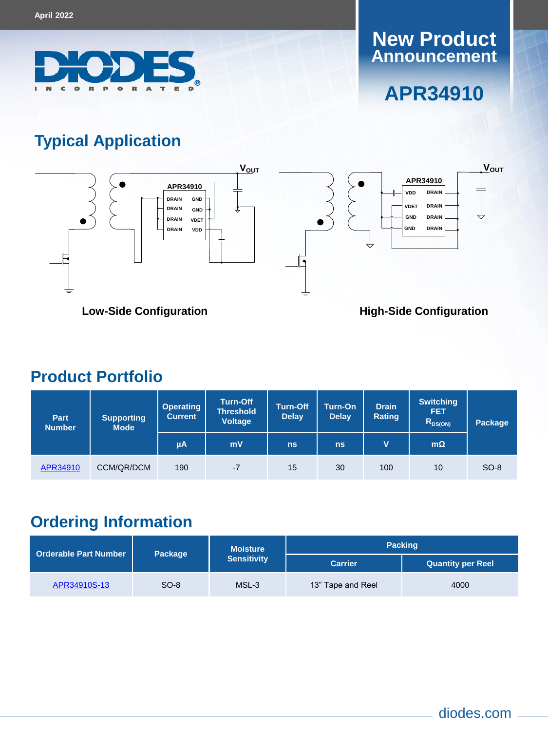April 2022

DIODES INCORPORATED

# New Product Announcement

# APR34910

## Typical Application

Low-Side Configuration

High-Side Configuration

## Product Portfolio

| Part Number | Supporting Mode | Operating Current | Turn-Off Threshold Voltage | Turn-Off Delay | Turn-On Delay | Drain Rating | Switching FET $R_{DS(ON)}$ | Package |
|---|---|---|---|---|---|---|---|---|
| | | µA | mV | ns | ns | V | mΩ | |
| APR34910 | CCM/QR/DCM | 190 | -7 | 15 | 30 | 100 | 10 | SO-8 |

## Ordering Information

| Orderable Part Number | Package | Moisture Sensitivity | Packing | |
|---|---|---|---|---|
| | | | Carrier | Quantity per Reel |
| APR34910S-13 | SO-8 | MSL-3 | 13" Tape and Reel | 4000 |

diodes.com